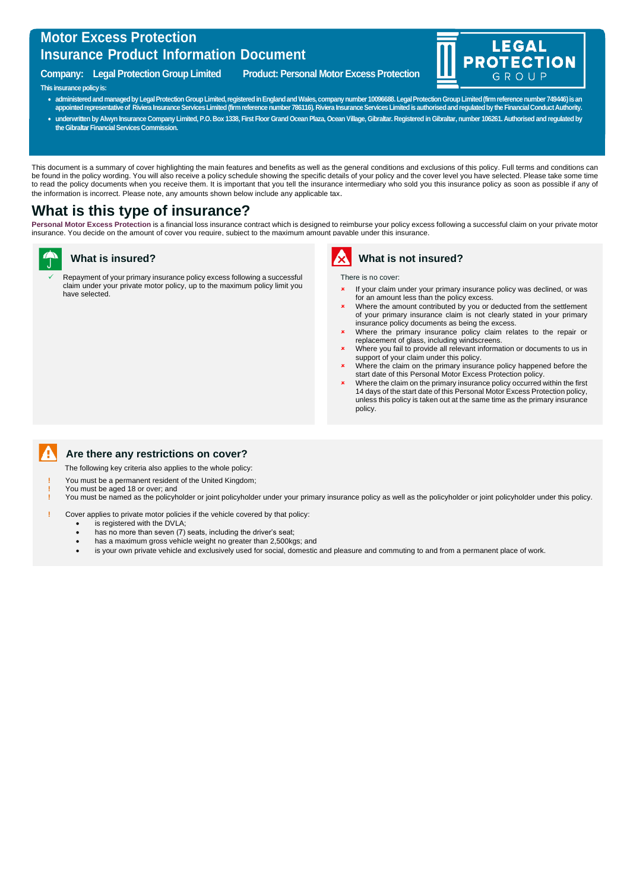# Motor Excess Protection
# Insurance Product Information Document

**Company: Legal Protection Group Limited** **Product: Personal Motor Excess Protection**

LEGAL PROTECTION GROUP

**This insurance policy is:**

- **administered and managed by Legal Protection Group Limited, registered in England and Wales, company number 10096688. Legal Protection Group Limited (firm reference number 749446) is an appointed representative of Riviera Insurance Services Limited (firm reference number 786116). Riviera Insurance Services Limited is authorised and regulated by the Financial Conduct Authority.**
- **underwritten by Alwyn Insurance Company Limited, P.O. Box 1338, First Floor Grand Ocean Plaza, Ocean Village, Gibraltar. Registered in Gibraltar, number 106261. Authorised and regulated by the Gibraltar Financial Services Commission.**

This document is a summary of cover highlighting the main features and benefits as well as the general conditions and exclusions of this policy. Full terms and conditions can be found in the policy wording. You will also receive a policy schedule showing the specific details of your policy and the cover level you have selected. Please take some time to read the policy documents when you receive them. It is important that you tell the insurance intermediary who sold you this insurance policy as soon as possible if any of the information is incorrect. Please note, any amounts shown below include any applicable tax.

## What is this type of insurance?

**Personal Motor Excess Protection** is a financial loss insurance contract which is designed to reimburse your policy excess following a successful claim on your private motor insurance. You decide on the amount of cover you require, subject to the maximum amount payable under this insurance.

### What is insured?

- ✓ Repayment of your primary insurance policy excess following a successful claim under your private motor policy, up to the maximum policy limit you have selected.

### What is not insured?

There is no cover:

- ✗ If your claim under your primary insurance policy was declined, or was for an amount less than the policy excess.
- ✗ Where the amount contributed by you or deducted from the settlement of your primary insurance claim is not clearly stated in your primary insurance policy documents as being the excess.
- ✗ Where the primary insurance policy claim relates to the repair or replacement of glass, including windscreens.
- ✗ Where you fail to provide all relevant information or documents to us in support of your claim under this policy.
- ✗ Where the claim on the primary insurance policy happened before the start date of this Personal Motor Excess Protection policy.
- ✗ Where the claim on the primary insurance policy occurred within the first 14 days of the start date of this Personal Motor Excess Protection policy, unless this policy is taken out at the same time as the primary insurance policy.

### Are there any restrictions on cover?

The following key criteria also applies to the whole policy:

- ! You must be a permanent resident of the United Kingdom;
- ! You must be aged 18 or over; and
- ! You must be named as the policyholder or joint policyholder under your primary insurance policy as well as the policyholder or joint policyholder under this policy.

- ! Cover applies to private motor policies if the vehicle covered by that policy:
  - is registered with the DVLA;
  - has no more than seven (7) seats, including the driver's seat;
  - has a maximum gross vehicle weight no greater than 2,500kgs; and
  - is your own private vehicle and exclusively used for social, domestic and pleasure and commuting to and from a permanent place of work.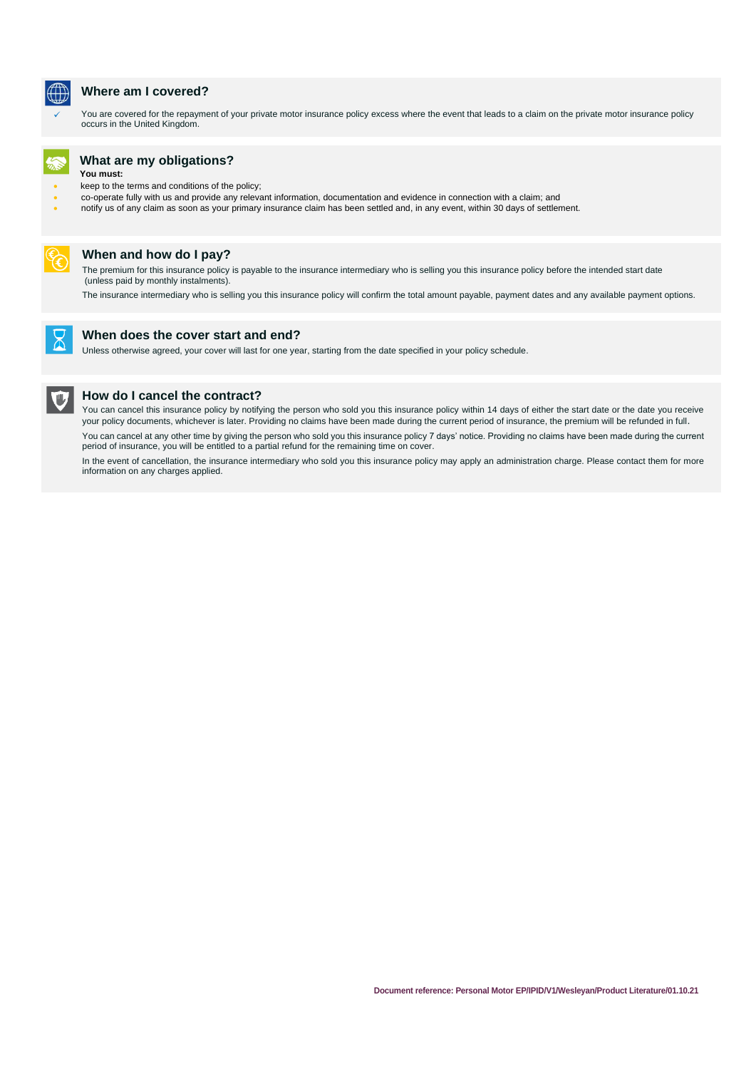## Where am I covered?

- ✓ You are covered for the repayment of your private motor insurance policy excess where the event that leads to a claim on the private motor insurance policy occurs in the United Kingdom.

## What are my obligations?

**You must:**

- keep to the terms and conditions of the policy;
- co-operate fully with us and provide any relevant information, documentation and evidence in connection with a claim; and
- notify us of any claim as soon as your primary insurance claim has been settled and, in any event, within 30 days of settlement.

## When and how do I pay?

The premium for this insurance policy is payable to the insurance intermediary who is selling you this insurance policy before the intended start date (unless paid by monthly instalments).

The insurance intermediary who is selling you this insurance policy will confirm the total amount payable, payment dates and any available payment options.

## When does the cover start and end?

Unless otherwise agreed, your cover will last for one year, starting from the date specified in your policy schedule.

## How do I cancel the contract?

You can cancel this insurance policy by notifying the person who sold you this insurance policy within 14 days of either the start date or the date you receive your policy documents, whichever is later. Providing no claims have been made during the current period of insurance, the premium will be refunded in full.

You can cancel at any other time by giving the person who sold you this insurance policy 7 days' notice. Providing no claims have been made during the current period of insurance, you will be entitled to a partial refund for the remaining time on cover.

In the event of cancellation, the insurance intermediary who sold you this insurance policy may apply an administration charge. Please contact them for more information on any charges applied.

**Document reference: Personal Motor EP/IPID/V1/Wesleyan/Product Literature/01.10.21**